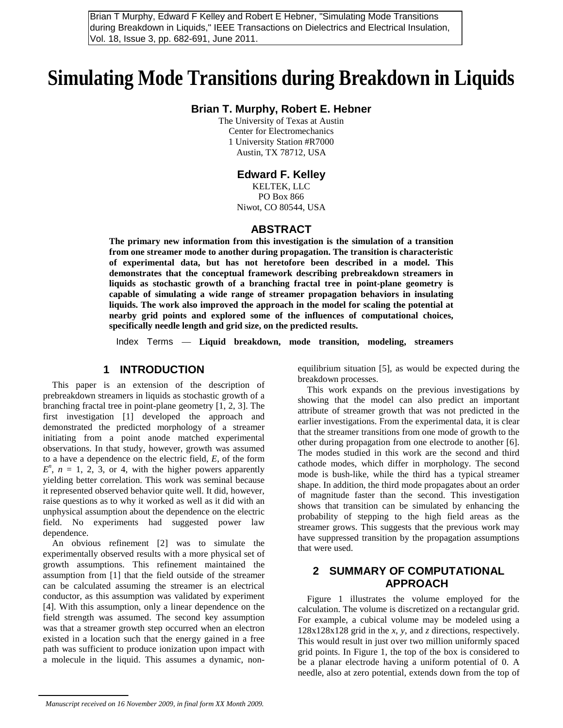Brian T Murphy, Edward F Kelley and Robert E Hebner, "Simulating Mode Transitions during Breakdown in Liquids," IEEE Transactions on Dielectrics and Electrical Insulation, Vol. 18, Issue 3, pp. 682-691, June 2011.

# Simulating Mode Transitions during Breakdown in Liquids

**Brian T. Murphy, Robert E. Hebner**

The University of Texas at Austin
Center for Electromechanics
1 University Station #R7000
Austin, TX 78712, USA

**Edward F. Kelley**

KELTEK, LLC
PO Box 866
Niwot, CO 80544, USA

## ABSTRACT

**The primary new information from this investigation is the simulation of a transition from one streamer mode to another during propagation. The transition is characteristic of experimental data, but has not heretofore been described in a model. This demonstrates that the conceptual framework describing prebreakdown streamers in liquids as stochastic growth of a branching fractal tree in point-plane geometry is capable of simulating a wide range of streamer propagation behaviors in insulating liquids. The work also improved the approach in the model for scaling the potential at nearby grid points and explored some of the influences of computational choices, specifically needle length and grid size, on the predicted results.**

Index Terms — **Liquid breakdown, mode transition, modeling, streamers**

## 1 INTRODUCTION

This paper is an extension of the description of prebreakdown streamers in liquids as stochastic growth of a branching fractal tree in point-plane geometry [1, 2, 3]. The first investigation [1] developed the approach and demonstrated the predicted morphology of a streamer initiating from a point anode matched experimental observations. In that study, however, growth was assumed to a have a dependence on the electric field, *E*, of the form $E^n$, $n = 1, 2, 3$, or 4, with the higher powers apparently yielding better correlation. This work was seminal because it represented observed behavior quite well. It did, however, raise questions as to why it worked as well as it did with an unphysical assumption about the dependence on the electric field. No experiments had suggested power law dependence.

An obvious refinement [2] was to simulate the experimentally observed results with a more physical set of growth assumptions. This refinement maintained the assumption from [1] that the field outside of the streamer can be calculated assuming the streamer is an electrical conductor, as this assumption was validated by experiment [4]. With this assumption, only a linear dependence on the field strength was assumed. The second key assumption was that a streamer growth step occurred when an electron existed in a location such that the energy gained in a free path was sufficient to produce ionization upon impact with a molecule in the liquid. This assumes a dynamic, non-equilibrium situation [5], as would be expected during the breakdown processes.

This work expands on the previous investigations by showing that the model can also predict an important attribute of streamer growth that was not predicted in the earlier investigations. From the experimental data, it is clear that the streamer transitions from one mode of growth to the other during propagation from one electrode to another [6]. The modes studied in this work are the second and third cathode modes, which differ in morphology. The second mode is bush-like, while the third has a typical streamer shape. In addition, the third mode propagates about an order of magnitude faster than the second. This investigation shows that transition can be simulated by enhancing the probability of stepping to the high field areas as the streamer grows. This suggests that the previous work may have suppressed transition by the propagation assumptions that were used.

## 2 SUMMARY OF COMPUTATIONAL APPROACH

Figure 1 illustrates the volume employed for the calculation. The volume is discretized on a rectangular grid. For example, a cubical volume may be modeled using a 128x128x128 grid in the *x*, *y*, and *z* directions, respectively. This would result in just over two million uniformly spaced grid points. In Figure 1, the top of the box is considered to be a planar electrode having a uniform potential of 0. A needle, also at zero potential, extends down from the top of

*Manuscript received on 16 November 2009, in final form XX Month 2009.*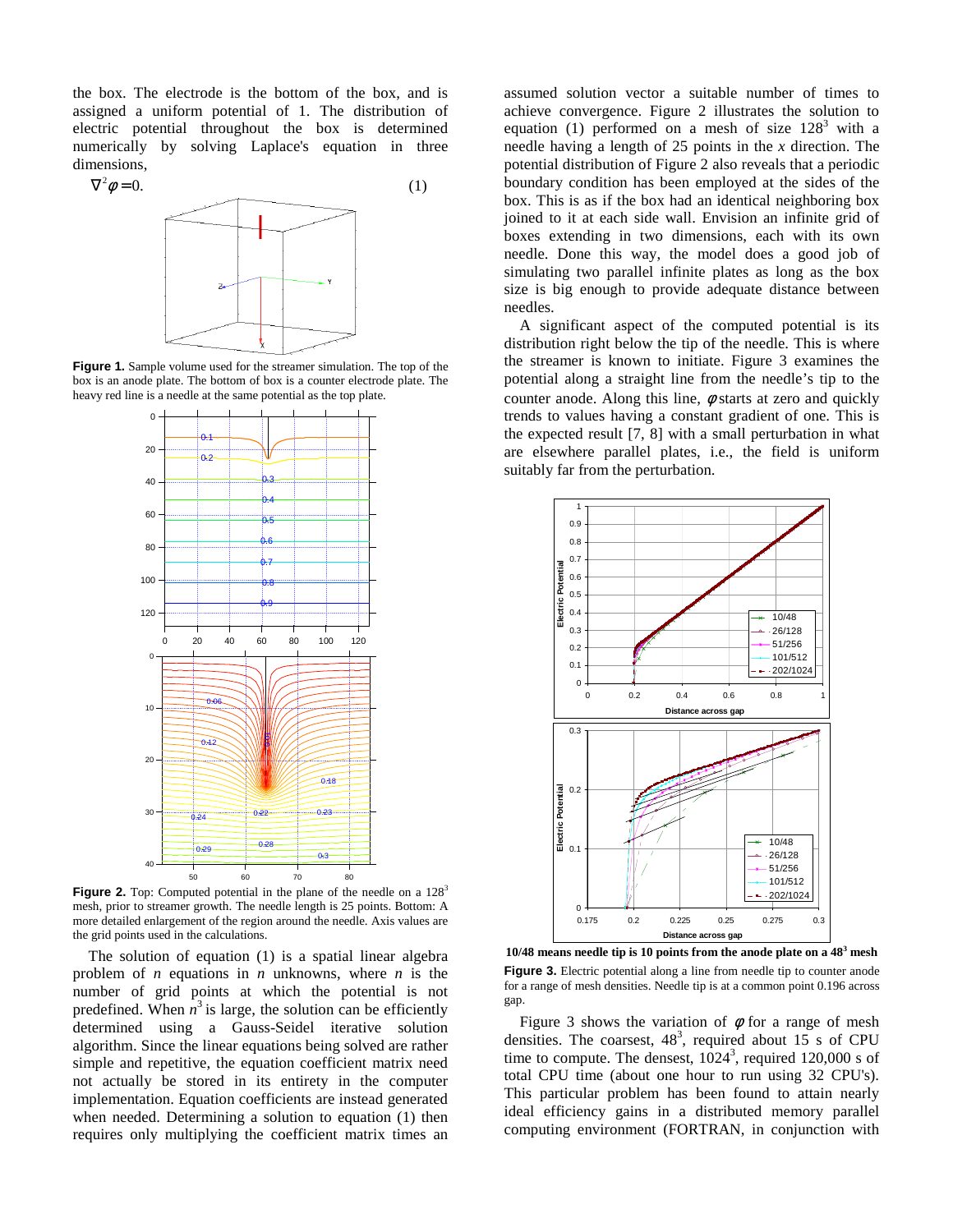the box. The electrode is the bottom of the box, and is assigned a uniform potential of 1. The distribution of electric potential throughout the box is determined numerically by solving Laplace's equation in three dimensions,

$$\nabla^2 \phi = 0. \quad (1)$$

**Figure 1.** Sample volume used for the streamer simulation. The top of the box is an anode plate. The bottom of box is a counter electrode plate. The heavy red line is a needle at the same potential as the top plate.

**Figure 2.** Top: Computed potential in the plane of the needle on a $128^3$ mesh, prior to streamer growth. The needle length is 25 points. Bottom: A more detailed enlargement of the region around the needle. Axis values are the grid points used in the calculations.

The solution of equation (1) is a spatial linear algebra problem of $n$ equations in $n$ unknowns, where $n$ is the number of grid points at which the potential is not predefined. When $n^3$ is large, the solution can be efficiently determined using a Gauss-Seidel iterative solution algorithm. Since the linear equations being solved are rather simple and repetitive, the equation coefficient matrix need not actually be stored in its entirety in the computer implementation. Equation coefficients are instead generated when needed. Determining a solution to equation (1) then requires only multiplying the coefficient matrix times an assumed solution vector a suitable number of times to achieve convergence. Figure 2 illustrates the solution to equation (1) performed on a mesh of size $128^3$ with a needle having a length of 25 points in the $x$ direction. The potential distribution of Figure 2 also reveals that a periodic boundary condition has been employed at the sides of the box. This is as if the box had an identical neighboring box joined to it at each side wall. Envision an infinite grid of boxes extending in two dimensions, each with its own needle. Done this way, the model does a good job of simulating two parallel infinite plates as long as the box size is big enough to provide adequate distance between needles.

A significant aspect of the computed potential is its distribution right below the tip of the needle. This is where the streamer is known to initiate. Figure 3 examines the potential along a straight line from the needle's tip to the counter anode. Along this line, $\phi$ starts at zero and quickly trends to values having a constant gradient of one. This is the expected result [7, 8] with a small perturbation in what are elsewhere parallel plates, i.e., the field is uniform suitably far from the perturbation.

**10/48 means needle tip is 10 points from the anode plate on a $48^3$ mesh**

**Figure 3.** Electric potential along a line from needle tip to counter anode for a range of mesh densities. Needle tip is at a common point 0.196 across gap.

Figure 3 shows the variation of $\phi$ for a range of mesh densities. The coarsest, $48^3$, required about 15 s of CPU time to compute. The densest, $1024^3$, required 120,000 s of total CPU time (about one hour to run using 32 CPU's). This particular problem has been found to attain nearly ideal efficiency gains in a distributed memory parallel computing environment (FORTRAN, in conjunction with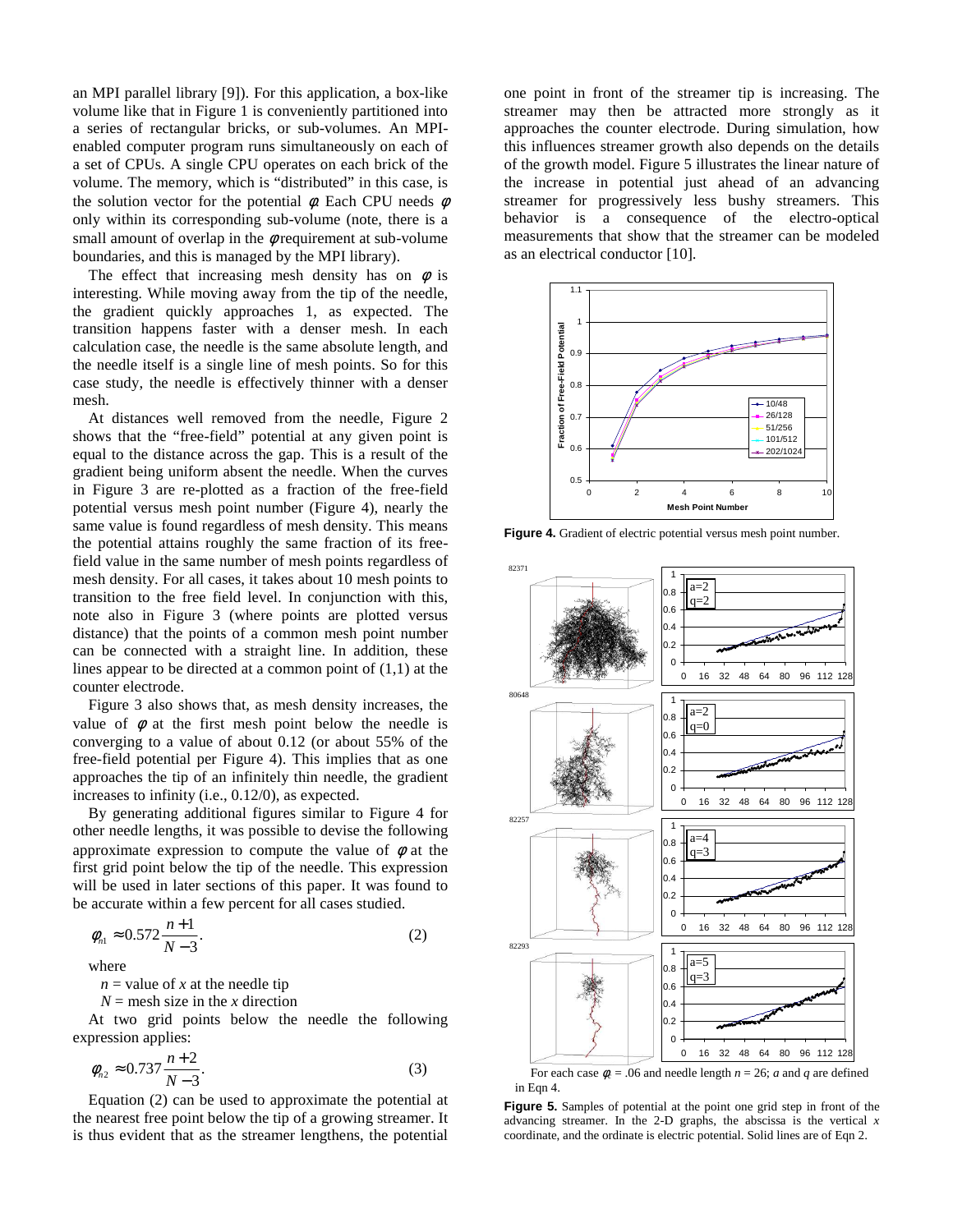an MPI parallel library [9]). For this application, a box-like volume like that in Figure 1 is conveniently partitioned into a series of rectangular bricks, or sub-volumes. An MPI-enabled computer program runs simultaneously on each of a set of CPUs. A single CPU operates on each brick of the volume. The memory, which is "distributed" in this case, is the solution vector for the potential $\phi$. Each CPU needs $\phi$ only within its corresponding sub-volume (note, there is a small amount of overlap in the $\phi$ requirement at sub-volume boundaries, and this is managed by the MPI library).

The effect that increasing mesh density has on $\phi$ is interesting. While moving away from the tip of the needle, the gradient quickly approaches 1, as expected. The transition happens faster with a denser mesh. In each calculation case, the needle is the same absolute length, and the needle itself is a single line of mesh points. So for this case study, the needle is effectively thinner with a denser mesh.

At distances well removed from the needle, Figure 2 shows that the "free-field" potential at any given point is equal to the distance across the gap. This is a result of the gradient being uniform absent the needle. When the curves in Figure 3 are re-plotted as a fraction of the free-field potential versus mesh point number (Figure 4), nearly the same value is found regardless of mesh density. This means the potential attains roughly the same fraction of its free-field value in the same number of mesh points regardless of mesh density. For all cases, it takes about 10 mesh points to transition to the free field level. In conjunction with this, note also in Figure 3 (where points are plotted versus distance) that the points of a common mesh point number can be connected with a straight line. In addition, these lines appear to be directed at a common point of (1,1) at the counter electrode.

Figure 3 also shows that, as mesh density increases, the value of $\phi$ at the first mesh point below the needle is converging to a value of about 0.12 (or about 55% of the free-field potential per Figure 4). This implies that as one approaches the tip of an infinitely thin needle, the gradient increases to infinity (i.e., 0.12/0), as expected.

By generating additional figures similar to Figure 4 for other needle lengths, it was possible to devise the following approximate expression to compute the value of $\phi$ at the first grid point below the tip of the needle. This expression will be used in later sections of this paper. It was found to be accurate within a few percent for all cases studied.

$$\phi_{n1} \approx 0.572 \frac{n+1}{N-3}. \qquad (2)$$

where

$n$ = value of $x$ at the needle tip

$N$ = mesh size in the $x$ direction

At two grid points below the needle the following expression applies:

$$\phi_{n2} \approx 0.737 \frac{n+2}{N-3}. \qquad (3)$$

Equation (2) can be used to approximate the potential at the nearest free point below the tip of a growing streamer. It is thus evident that as the streamer lengthens, the potential one point in front of the streamer tip is increasing. The streamer may then be attracted more strongly as it approaches the counter electrode. During simulation, how this influences streamer growth also depends on the details of the growth model. Figure 5 illustrates the linear nature of the increase in potential just ahead of an advancing streamer for progressively less bushy streamers. This behavior is a consequence of the electro-optical measurements that show that the streamer can be modeled as an electrical conductor [10].

**Figure 4.** Gradient of electric potential versus mesh point number.

For each case $\phi_t$ = .06 and needle length $n$ = 26; $a$ and $q$ are defined in Eqn 4.

**Figure 5.** Samples of potential at the point one grid step in front of the advancing streamer. In the 2-D graphs, the abscissa is the vertical $x$ coordinate, and the ordinate is electric potential. Solid lines are of Eqn 2.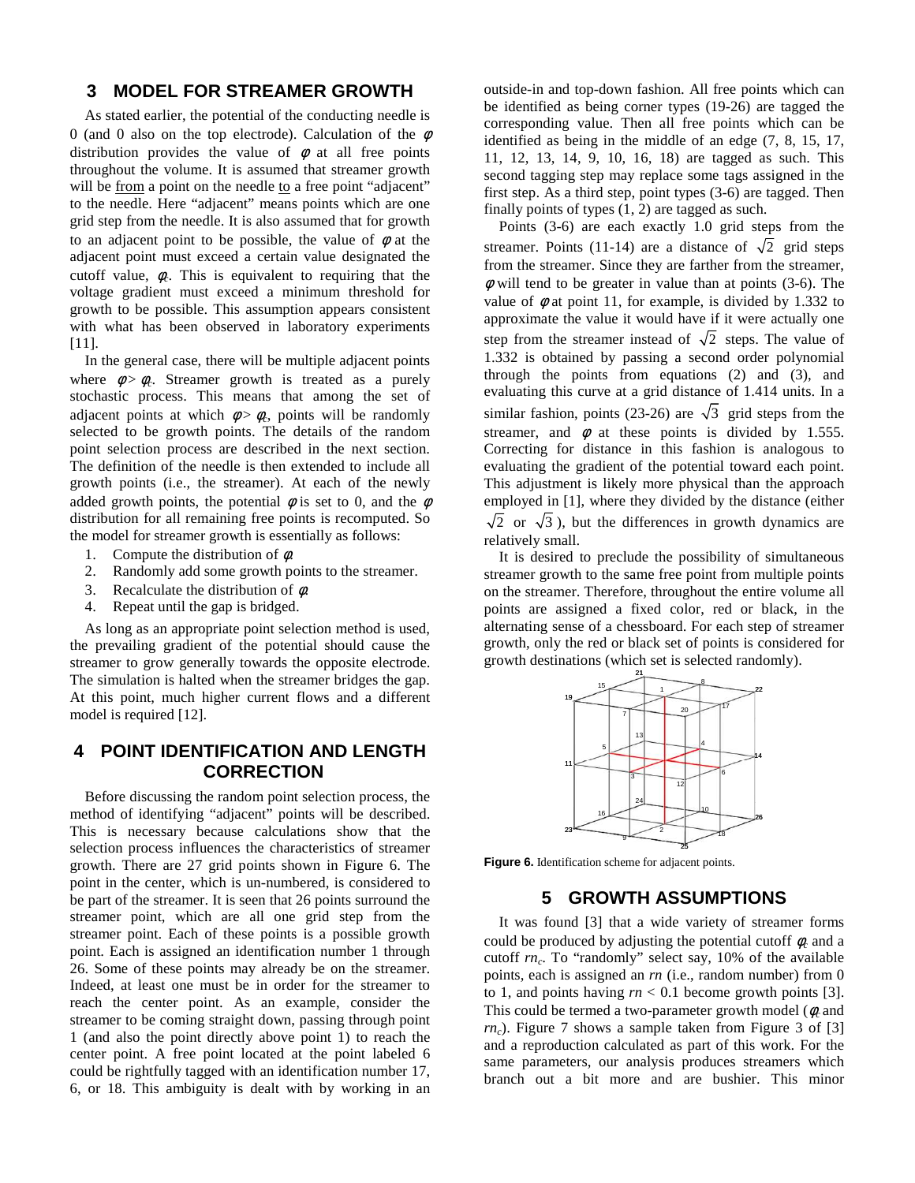## 3 MODEL FOR STREAMER GROWTH

As stated earlier, the potential of the conducting needle is 0 (and 0 also on the top electrode). Calculation of the $\phi$ distribution provides the value of $\phi$ at all free points throughout the volume. It is assumed that streamer growth will be from a point on the needle to a free point "adjacent" to the needle. Here "adjacent" means points which are one grid step from the needle. It is also assumed that for growth to an adjacent point to be possible, the value of $\phi$ at the adjacent point must exceed a certain value designated the cutoff value, $\phi_c$. This is equivalent to requiring that the voltage gradient must exceed a minimum threshold for growth to be possible. This assumption appears consistent with what has been observed in laboratory experiments [11].

In the general case, there will be multiple adjacent points where $\phi > \phi_c$. Streamer growth is treated as a purely stochastic process. This means that among the set of adjacent points at which $\phi > \phi_c$, points will be randomly selected to be growth points. The details of the random point selection process are described in the next section. The definition of the needle is then extended to include all growth points (i.e., the streamer). At each of the newly added growth points, the potential $\phi$ is set to 0, and the $\phi$ distribution for all remaining free points is recomputed. So the model for streamer growth is essentially as follows:

1. Compute the distribution of $\phi$.
2. Randomly add some growth points to the streamer.
3. Recalculate the distribution of $\phi$.
4. Repeat until the gap is bridged.

As long as an appropriate point selection method is used, the prevailing gradient of the potential should cause the streamer to grow generally towards the opposite electrode. The simulation is halted when the streamer bridges the gap. At this point, much higher current flows and a different model is required [12].

## 4 POINT IDENTIFICATION AND LENGTH CORRECTION

Before discussing the random point selection process, the method of identifying "adjacent" points will be described. This is necessary because calculations show that the selection process influences the characteristics of streamer growth. There are 27 grid points shown in Figure 6. The point in the center, which is un-numbered, is considered to be part of the streamer. It is seen that 26 points surround the streamer point, which are all one grid step from the streamer point. Each of these points is a possible growth point. Each is assigned an identification number 1 through 26. Some of these points may already be on the streamer. Indeed, at least one must be in order for the streamer to reach the center point. As an example, consider the streamer to be coming straight down, passing through point 1 (and also the point directly above point 1) to reach the center point. A free point located at the point labeled 6 could be rightfully tagged with an identification number 17, 6, or 18. This ambiguity is dealt with by working in an outside-in and top-down fashion. All free points which can be identified as being corner types (19-26) are tagged the corresponding value. Then all free points which can be identified as being in the middle of an edge (7, 8, 15, 17, 11, 12, 13, 14, 9, 10, 16, 18) are tagged as such. This second tagging step may replace some tags assigned in the first step. As a third step, point types (3-6) are tagged. Then finally points of types (1, 2) are tagged as such.

Points (3-6) are each exactly 1.0 grid steps from the streamer. Points (11-14) are a distance of $\sqrt{2}$ grid steps from the streamer. Since they are farther from the streamer, $\phi$ will tend to be greater in value than at points (3-6). The value of $\phi$ at point 11, for example, is divided by 1.332 to approximate the value it would have if it were actually one step from the streamer instead of $\sqrt{2}$ steps. The value of 1.332 is obtained by passing a second order polynomial through the points from equations (2) and (3), and evaluating this curve at a grid distance of 1.414 units. In a similar fashion, points (23-26) are $\sqrt{3}$ grid steps from the streamer, and $\phi$ at these points is divided by 1.555. Correcting for distance in this fashion is analogous to evaluating the gradient of the potential toward each point. This adjustment is likely more physical than the approach employed in [1], where they divided by the distance (either $\sqrt{2}$ or $\sqrt{3}$), but the differences in growth dynamics are relatively small.

It is desired to preclude the possibility of simultaneous streamer growth to the same free point from multiple points on the streamer. Therefore, throughout the entire volume all points are assigned a fixed color, red or black, in the alternating sense of a chessboard. For each step of streamer growth, only the red or black set of points is considered for growth destinations (which set is selected randomly).

**Figure 6.** Identification scheme for adjacent points.

## 5 GROWTH ASSUMPTIONS

It was found [3] that a wide variety of streamer forms could be produced by adjusting the potential cutoff $\phi_c$ and a cutoff $rn_c$. To "randomly" select say, 10% of the available points, each is assigned an $rn$ (i.e., random number) from 0 to 1, and points having $rn < 0.1$ become growth points [3]. This could be termed a two-parameter growth model ($\phi_c$ and $rn_c$). Figure 7 shows a sample taken from Figure 3 of [3] and a reproduction calculated as part of this work. For the same parameters, our analysis produces streamers which branch out a bit more and are bushier. This minor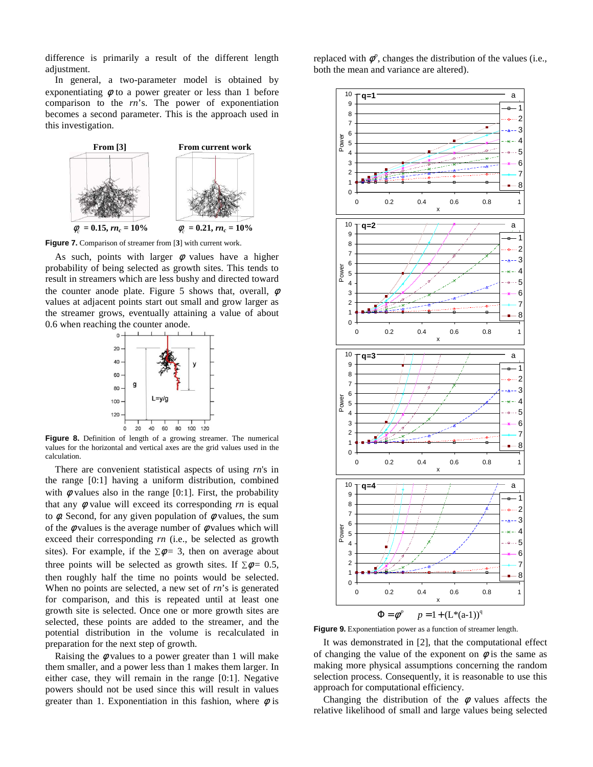difference is primarily a result of the different length adjustment.

In general, a two-parameter model is obtained by exponentiating $\phi$ to a power greater or less than 1 before comparison to the *rn*'s. The power of exponentiation becomes a second parameter. This is the approach used in this investigation.

**From [3]** **From current work**

$\phi_c$ **= 0.15,** $rn_c$ **= 10%** $\phi_c$ **= 0.21,** $rn_c$ **= 10%**

**Figure 7.** Comparison of streamer from [**3**] with current work.

As such, points with larger $\phi$ values have a higher probability of being selected as growth sites. This tends to result in streamers which are less bushy and directed toward the counter anode plate. Figure 5 shows that, overall, $\phi$ values at adjacent points start out small and grow larger as the streamer grows, eventually attaining a value of about 0.6 when reaching the counter anode.

**Figure 8.** Definition of length of a growing streamer. The numerical values for the horizontal and vertical axes are the grid values used in the calculation.

There are convenient statistical aspects of using *rn*'s in the range [0:1] having a uniform distribution, combined with $\phi$ values also in the range [0:1]. First, the probability that any $\phi$ value will exceed its corresponding *rn* is equal to $\phi$. Second, for any given population of $\phi$ values, the sum of the $\phi$ values is the average number of $\phi$ values which will exceed their corresponding *rn* (i.e., be selected as growth sites). For example, if the $\sum\phi = 3$, then on average about three points will be selected as growth sites. If $\sum\phi = 0.5$, then roughly half the time no points would be selected. When no points are selected, a new set of *rn*'s is generated for comparison, and this is repeated until at least one growth site is selected. Once one or more growth sites are selected, these points are added to the streamer, and the potential distribution in the volume is recalculated in preparation for the next step of growth.

Raising the $\phi$ values to a power greater than 1 will make them smaller, and a power less than 1 makes them larger. In either case, they will remain in the range [0:1]. Negative powers should not be used since this will result in values greater than 1. Exponentiation in this fashion, where $\phi$ is replaced with $\phi^p$, changes the distribution of the values (i.e., both the mean and variance are altered).

$$\Phi = \phi^p \qquad p = 1 + (L^*(a-1))^q$$

**Figure 9.** Exponentiation power as a function of streamer length.

It was demonstrated in [2], that the computational effect of changing the value of the exponent on $\phi$ is the same as making more physical assumptions concerning the random selection process. Consequently, it is reasonable to use this approach for computational efficiency.

Changing the distribution of the $\phi$ values affects the relative likelihood of small and large values being selected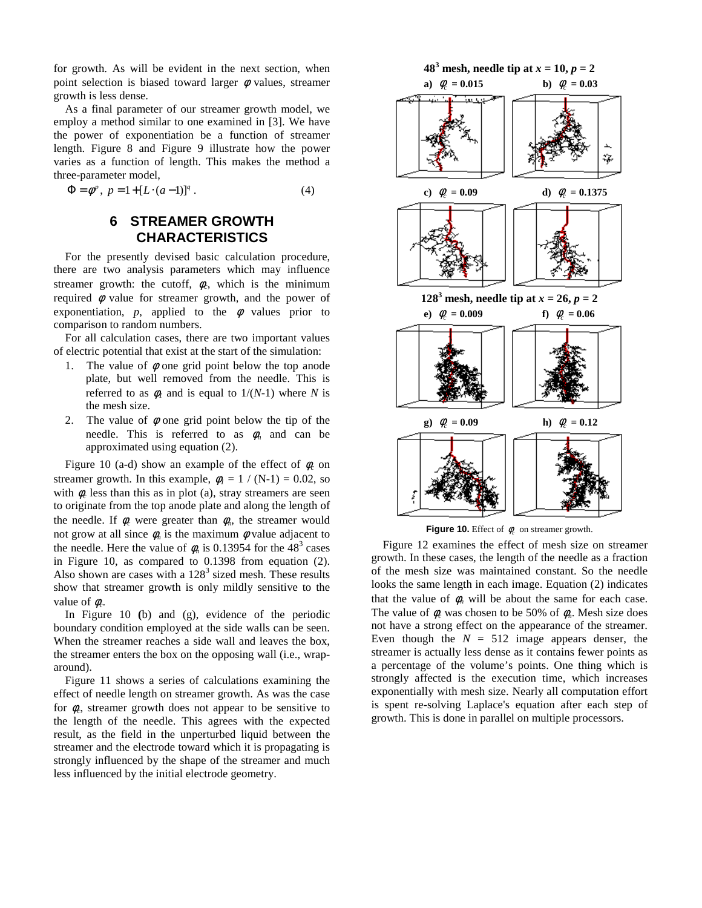for growth. As will be evident in the next section, when point selection is biased toward larger $\phi$ values, streamer growth is less dense.

As a final parameter of our streamer growth model, we employ a method similar to one examined in [3]. We have the power of exponentiation be a function of streamer length. Figure 8 and Figure 9 illustrate how the power varies as a function of length. This makes the method a three-parameter model,

$$\Phi = \phi^{p},\ p = 1 + [L \cdot (a-1)]^{q}\ . \tag{4}$$

## 6 STREAMER GROWTH CHARACTERISTICS

For the presently devised basic calculation procedure, there are two analysis parameters which may influence streamer growth: the cutoff, $\phi_c$, which is the minimum required $\phi$ value for streamer growth, and the power of exponentiation, $p$, applied to the $\phi$ values prior to comparison to random numbers.

For all calculation cases, there are two important values of electric potential that exist at the start of the simulation:

1. The value of $\phi$ one grid point below the top anode plate, but well removed from the needle. This is referred to as $\phi_t$ and is equal to $1/(N\text{-}1)$ where $N$ is the mesh size.
2. The value of $\phi$ one grid point below the tip of the needle. This is referred to as $\phi_n$ and can be approximated using equation (2).

Figure 10 (a-d) show an example of the effect of $\phi_c$ on streamer growth. In this example, $\phi_t = 1 / (\text{N-1}) = 0.02$, so with $\phi_c$ less than this as in plot (a), stray streamers are seen to originate from the top anode plate and along the length of the needle. If $\phi_c$ were greater than $\phi_n$, the streamer would not grow at all since $\phi_n$ is the maximum $\phi$ value adjacent to the needle. Here the value of $\phi_n$ is 0.13954 for the $48^3$ cases in Figure 10, as compared to 0.1398 from equation (2). Also shown are cases with a $128^3$ sized mesh. These results show that streamer growth is only mildly sensitive to the value of $\phi_c$.

In Figure 10 (b) and (g), evidence of the periodic boundary condition employed at the side walls can be seen. When the streamer reaches a side wall and leaves the box, the streamer enters the box on the opposing wall (i.e., wrap-around).

Figure 11 shows a series of calculations examining the effect of needle length on streamer growth. As was the case for $\phi_c$, streamer growth does not appear to be sensitive to the length of the needle. This agrees with the expected result, as the field in the unperturbed liquid between the streamer and the electrode toward which it is propagating is strongly influenced by the shape of the streamer and much less influenced by the initial electrode geometry.

**$48^3$ mesh, needle tip at $x = 10$, $p = 2$**

**a)** $\phi_c = 0.015$ **b)** $\phi_c = 0.03$

**c)** $\phi_c = 0.09$ **d)** $\phi_c = 0.1375$

**$128^3$ mesh, needle tip at $x = 26$, $p = 2$**

**e)** $\phi_c = 0.009$ **f)** $\phi_c = 0.06$

**g)** $\phi_c = 0.09$ **h)** $\phi_c = 0.12$

**Figure 10.** Effect of $\phi_c$ on streamer growth.

Figure 12 examines the effect of mesh size on streamer growth. In these cases, the length of the needle as a fraction of the mesh size was maintained constant. So the needle looks the same length in each image. Equation (2) indicates that the value of $\phi_n$ will be about the same for each case. The value of $\phi_c$ was chosen to be 50% of $\phi_n$. Mesh size does not have a strong effect on the appearance of the streamer. Even though the $N = 512$ image appears denser, the streamer is actually less dense as it contains fewer points as a percentage of the volume's points. One thing which is strongly affected is the execution time, which increases exponentially with mesh size. Nearly all computation effort is spent re-solving Laplace's equation after each step of growth. This is done in parallel on multiple processors.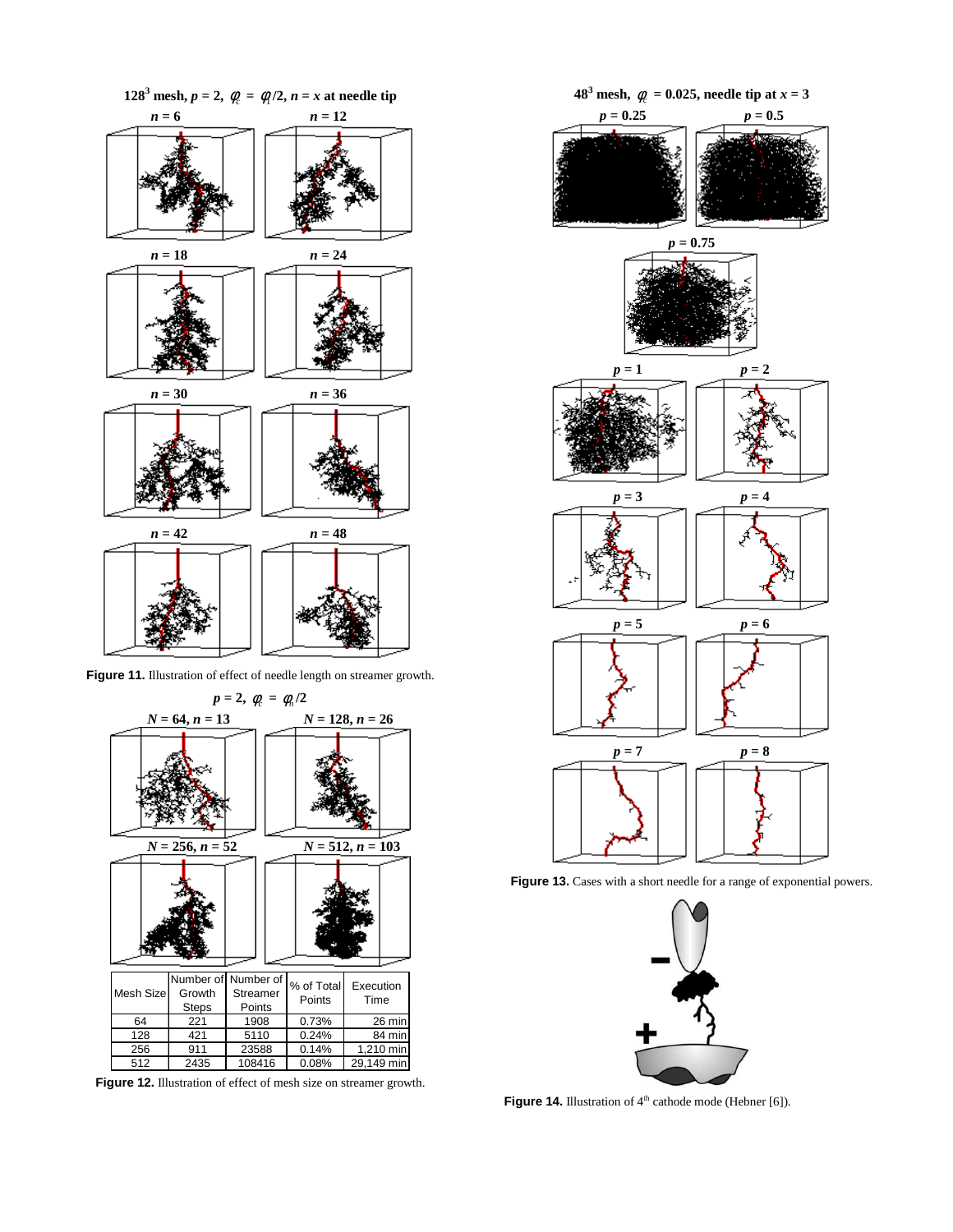$128^3$ mesh, $p = 2$, $\phi_c = \phi_l/2$, $n = x$ at needle tip

$n = 6$, $n = 12$, $n = 18$, $n = 24$, $n = 30$, $n = 36$, $n = 42$, $n = 48$

**Figure 11.** Illustration of effect of needle length on streamer growth.

$p = 2$, $\phi_c = \phi_n/2$

$N = 64, n = 13$; $N = 128, n = 26$; $N = 256, n = 52$; $N = 512, n = 103$

| Mesh Size | Number of Growth Steps | Number of Streamer Points | % of Total Points | Execution Time |
|---|---|---|---|---|
| 64 | 221 | 1908 | 0.73% | 26 min |
| 128 | 421 | 5110 | 0.24% | 84 min |
| 256 | 911 | 23588 | 0.14% | 1,210 min |
| 512 | 2435 | 108416 | 0.08% | 29,149 min |

**Figure 12.** Illustration of effect of mesh size on streamer growth.

$48^3$ mesh, $\phi_c = 0.025$, needle tip at $x = 3$

$p = 0.25$, $p = 0.5$, $p = 0.75$, $p = 1$, $p = 2$, $p = 3$, $p = 4$, $p = 5$, $p = 6$, $p = 7$, $p = 8$

**Figure 13.** Cases with a short needle for a range of exponential powers.

**Figure 14.** Illustration of 4th cathode mode (Hebner [6]).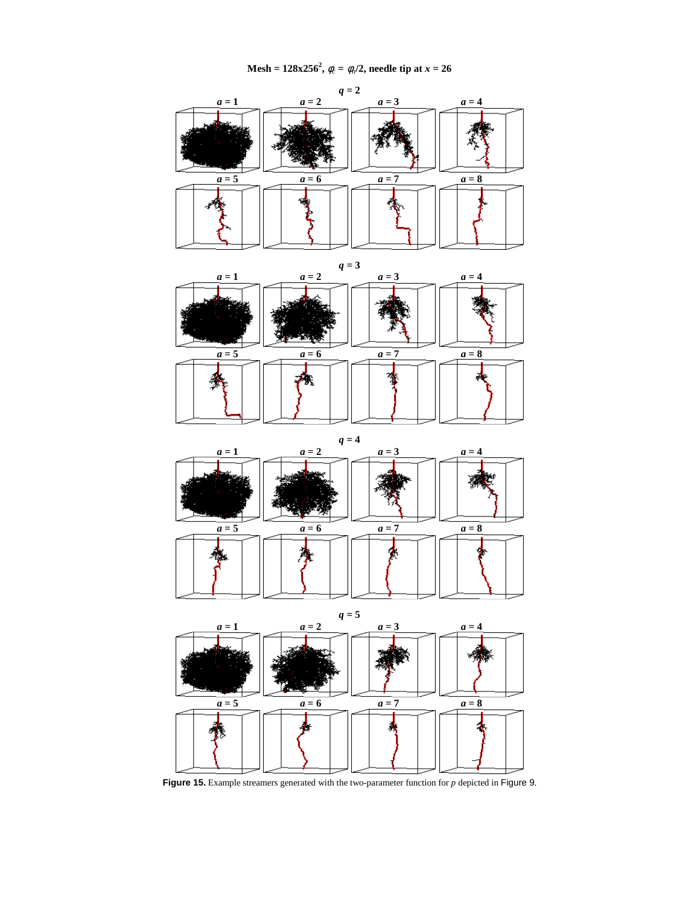**Mesh = 128x256$^2$, $\varphi_c = \varphi_n/2$, needle tip at $x = 26$**

**Figure 15.** Example streamers generated with the two-parameter function for $p$ depicted in Figure 9.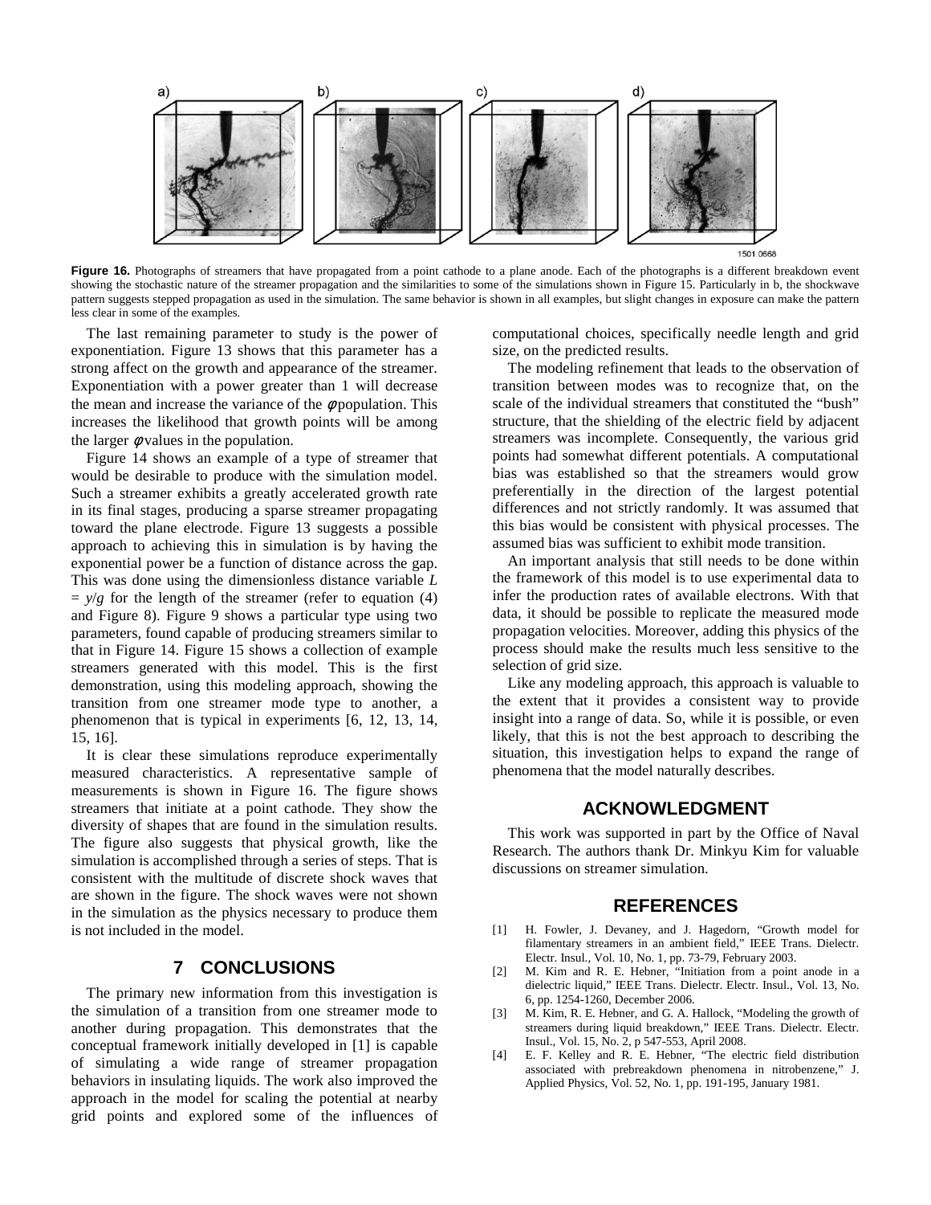**Figure 16.** Photographs of streamers that have propagated from a point cathode to a plane anode. Each of the photographs is a different breakdown event showing the stochastic nature of the streamer propagation and the similarities to some of the simulations shown in Figure 15. Particularly in b, the shockwave pattern suggests stepped propagation as used in the simulation. The same behavior is shown in all examples, but slight changes in exposure can make the pattern less clear in some of the examples.

The last remaining parameter to study is the power of exponentiation. Figure 13 shows that this parameter has a strong affect on the growth and appearance of the streamer. Exponentiation with a power greater than 1 will decrease the mean and increase the variance of the $\phi$ population. This increases the likelihood that growth points will be among the larger $\phi$ values in the population.

Figure 14 shows an example of a type of streamer that would be desirable to produce with the simulation model. Such a streamer exhibits a greatly accelerated growth rate in its final stages, producing a sparse streamer propagating toward the plane electrode. Figure 13 suggests a possible approach to achieving this in simulation is by having the exponential power be a function of distance across the gap. This was done using the dimensionless distance variable $L = y/g$ for the length of the streamer (refer to equation (4) and Figure 8). Figure 9 shows a particular type using two parameters, found capable of producing streamers similar to that in Figure 14. Figure 15 shows a collection of example streamers generated with this model. This is the first demonstration, using this modeling approach, showing the transition from one streamer mode type to another, a phenomenon that is typical in experiments [6, 12, 13, 14, 15, 16].

It is clear these simulations reproduce experimentally measured characteristics. A representative sample of measurements is shown in Figure 16. The figure shows streamers that initiate at a point cathode. They show the diversity of shapes that are found in the simulation results. The figure also suggests that physical growth, like the simulation is accomplished through a series of steps. That is consistent with the multitude of discrete shock waves that are shown in the figure. The shock waves were not shown in the simulation as the physics necessary to produce them is not included in the model.

## 7 CONCLUSIONS

The primary new information from this investigation is the simulation of a transition from one streamer mode to another during propagation. This demonstrates that the conceptual framework initially developed in [1] is capable of simulating a wide range of streamer propagation behaviors in insulating liquids. The work also improved the approach in the model for scaling the potential at nearby grid points and explored some of the influences of computational choices, specifically needle length and grid size, on the predicted results.

The modeling refinement that leads to the observation of transition between modes was to recognize that, on the scale of the individual streamers that constituted the "bush" structure, that the shielding of the electric field by adjacent streamers was incomplete. Consequently, the various grid points had somewhat different potentials. A computational bias was established so that the streamers would grow preferentially in the direction of the largest potential differences and not strictly randomly. It was assumed that this bias would be consistent with physical processes. The assumed bias was sufficient to exhibit mode transition.

An important analysis that still needs to be done within the framework of this model is to use experimental data to infer the production rates of available electrons. With that data, it should be possible to replicate the measured mode propagation velocities. Moreover, adding this physics of the process should make the results much less sensitive to the selection of grid size.

Like any modeling approach, this approach is valuable to the extent that it provides a consistent way to provide insight into a range of data. So, while it is possible, or even likely, that this is not the best approach to describing the situation, this investigation helps to expand the range of phenomena that the model naturally describes.

## ACKNOWLEDGMENT

This work was supported in part by the Office of Naval Research. The authors thank Dr. Minkyu Kim for valuable discussions on streamer simulation.

## REFERENCES

[1] H. Fowler, J. Devaney, and J. Hagedorn, "Growth model for filamentary streamers in an ambient field," IEEE Trans. Dielectr. Electr. Insul., Vol. 10, No. 1, pp. 73-79, February 2003.

[2] M. Kim and R. E. Hebner, "Initiation from a point anode in a dielectric liquid," IEEE Trans. Dielectr. Electr. Insul., Vol. 13, No. 6, pp. 1254-1260, December 2006.

[3] M. Kim, R. E. Hebner, and G. A. Hallock, "Modeling the growth of streamers during liquid breakdown," IEEE Trans. Dielectr. Electr. Insul., Vol. 15, No. 2, p 547-553, April 2008.

[4] E. F. Kelley and R. E. Hebner, "The electric field distribution associated with prebreakdown phenomena in nitrobenzene," J. Applied Physics, Vol. 52, No. 1, pp. 191-195, January 1981.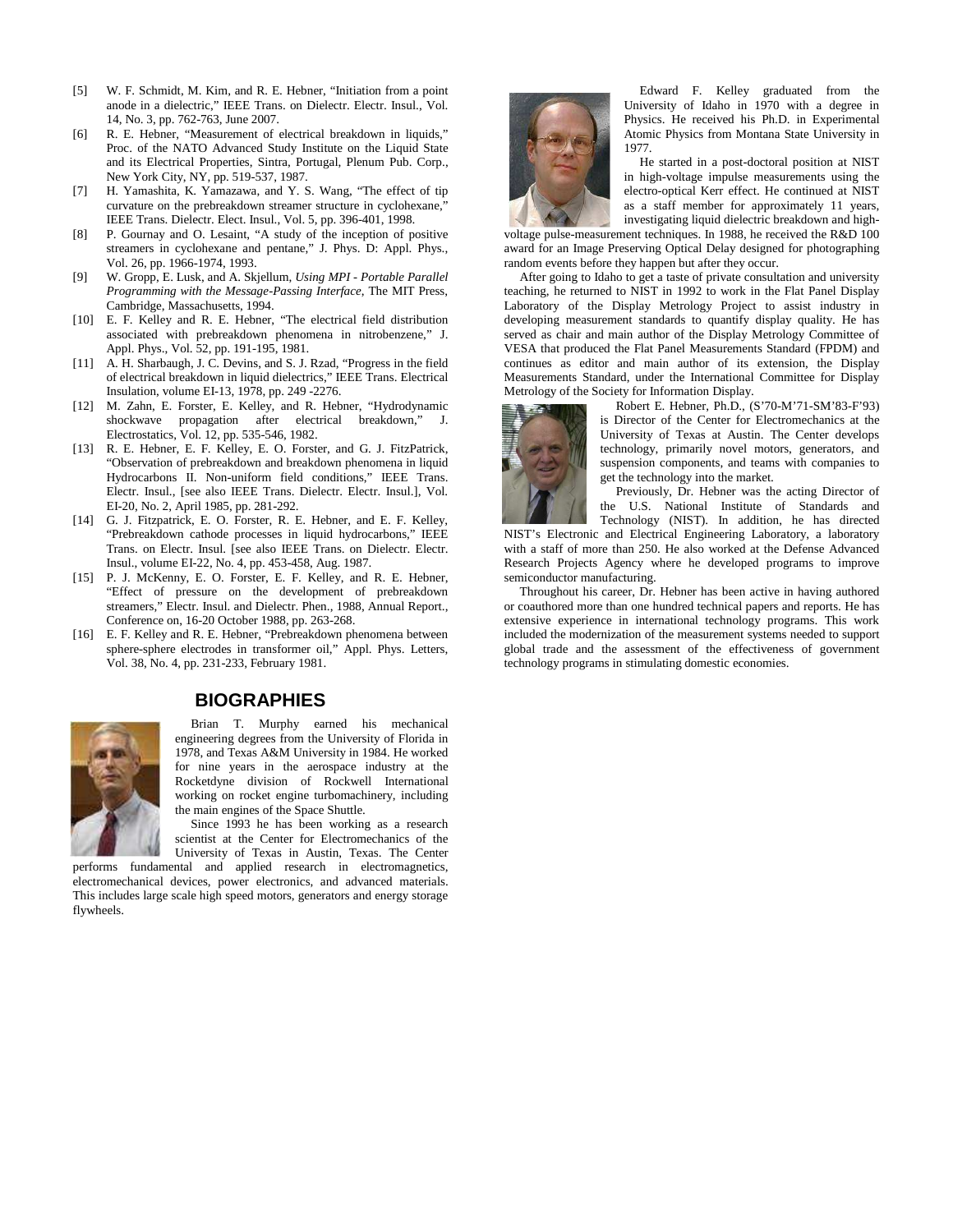[5] W. F. Schmidt, M. Kim, and R. E. Hebner, “Initiation from a point anode in a dielectric,” IEEE Trans. on Dielectr. Electr. Insul., Vol. 14, No. 3, pp. 762-763, June 2007.

[6] R. E. Hebner, “Measurement of electrical breakdown in liquids,” Proc. of the NATO Advanced Study Institute on the Liquid State and its Electrical Properties, Sintra, Portugal, Plenum Pub. Corp., New York City, NY, pp. 519-537, 1987.

[7] H. Yamashita, K. Yamazawa, and Y. S. Wang, “The effect of tip curvature on the prebreakdown streamer structure in cyclohexane,” IEEE Trans. Dielectr. Elect. Insul., Vol. 5, pp. 396-401, 1998.

[8] P. Gournay and O. Lesaint, “A study of the inception of positive streamers in cyclohexane and pentane,” J. Phys. D: Appl. Phys., Vol. 26, pp. 1966-1974, 1993.

[9] W. Gropp, E. Lusk, and A. Skjellum, *Using MPI - Portable Parallel Programming with the Message-Passing Interface*, The MIT Press, Cambridge, Massachusetts, 1994.

[10] E. F. Kelley and R. E. Hebner, “The electrical field distribution associated with prebreakdown phenomena in nitrobenzene,” J. Appl. Phys., Vol. 52, pp. 191-195, 1981.

[11] A. H. Sharbaugh, J. C. Devins, and S. J. Rzad, “Progress in the field of electrical breakdown in liquid dielectrics,” IEEE Trans. Electrical Insulation, volume EI-13, 1978, pp. 249 -2276.

[12] M. Zahn, E. Forster, E. Kelley, and R. Hebner, “Hydrodynamic shockwave propagation after electrical breakdown,” J. Electrostatics, Vol. 12, pp. 535-546, 1982.

[13] R. E. Hebner, E. F. Kelley, E. O. Forster, and G. J. FitzPatrick, “Observation of prebreakdown and breakdown phenomena in liquid Hydrocarbons II. Non-uniform field conditions,” IEEE Trans. Electr. Insul., [see also IEEE Trans. Dielectr. Electr. Insul.], Vol. EI-20, No. 2, April 1985, pp. 281-292.

[14] G. J. Fitzpatrick, E. O. Forster, R. E. Hebner, and E. F. Kelley, “Prebreakdown cathode processes in liquid hydrocarbons,” IEEE Trans. on Electr. Insul. [see also IEEE Trans. on Dielectr. Electr. Insul., volume EI-22, No. 4, pp. 453-458, Aug. 1987.

[15] P. J. McKenny, E. O. Forster, E. F. Kelley, and R. E. Hebner, “Effect of pressure on the development of prebreakdown streamers,” Electr. Insul. and Dielectr. Phen., 1988, Annual Report., Conference on, 16-20 October 1988, pp. 263-268.

[16] E. F. Kelley and R. E. Hebner, “Prebreakdown phenomena between sphere-sphere electrodes in transformer oil,” Appl. Phys. Letters, Vol. 38, No. 4, pp. 231-233, February 1981.

## BIOGRAPHIES

Brian T. Murphy earned his mechanical engineering degrees from the University of Florida in 1978, and Texas A&M University in 1984. He worked for nine years in the aerospace industry at the Rocketdyne division of Rockwell International working on rocket engine turbomachinery, including the main engines of the Space Shuttle.

Since 1993 he has been working as a research scientist at the Center for Electromechanics of the University of Texas in Austin, Texas. The Center performs fundamental and applied research in electromagnetics, electromechanical devices, power electronics, and advanced materials. This includes large scale high speed motors, generators and energy storage flywheels.

Edward F. Kelley graduated from the University of Idaho in 1970 with a degree in Physics. He received his Ph.D. in Experimental Atomic Physics from Montana State University in 1977.

He started in a post-doctoral position at NIST in high-voltage impulse measurements using the electro-optical Kerr effect. He continued at NIST as a staff member for approximately 11 years, investigating liquid dielectric breakdown and high-voltage pulse-measurement techniques. In 1988, he received the R&D 100 award for an Image Preserving Optical Delay designed for photographing random events before they happen but after they occur.

After going to Idaho to get a taste of private consultation and university teaching, he returned to NIST in 1992 to work in the Flat Panel Display Laboratory of the Display Metrology Project to assist industry in developing measurement standards to quantify display quality. He has served as chair and main author of the Display Metrology Committee of VESA that produced the Flat Panel Measurements Standard (FPDM) and continues as editor and main author of its extension, the Display Measurements Standard, under the International Committee for Display Metrology of the Society for Information Display.

Robert E. Hebner, Ph.D., (S’70-M’71-SM’83-F’93) is Director of the Center for Electromechanics at the University of Texas at Austin. The Center develops technology, primarily novel motors, generators, and suspension components, and teams with companies to get the technology into the market.

Previously, Dr. Hebner was the acting Director of the U.S. National Institute of Standards and Technology (NIST). In addition, he has directed NIST’s Electronic and Electrical Engineering Laboratory, a laboratory with a staff of more than 250. He also worked at the Defense Advanced Research Projects Agency where he developed programs to improve semiconductor manufacturing.

Throughout his career, Dr. Hebner has been active in having authored or coauthored more than one hundred technical papers and reports. He has extensive experience in international technology programs. This work included the modernization of the measurement systems needed to support global trade and the assessment of the effectiveness of government technology programs in stimulating domestic economies.